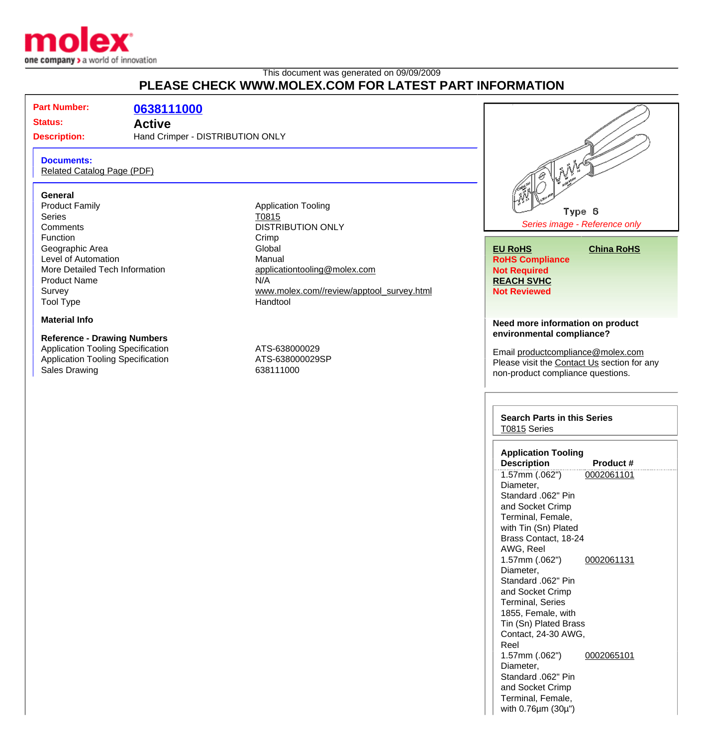This document was generated on 09/09/2009

## PLEASE CHECK WWW.MOLEX.COM FOR LATEST PART INFORMATION

**Part Number:** 0638111000

**Status:** Active

**Description:** Hand Crimper - DISTRIBUTION ONLY

**Documents:**
Related Catalog Page (PDF)

### General

| | |
|---|---|
| Product Family | Application Tooling |
| Series | T0815 |
| Comments | DISTRIBUTION ONLY |
| Function | Crimp |
| Geographic Area | Global |
| Level of Automation | Manual |
| More Detailed Tech Information | applicationtooling@molex.com |
| Product Name | N/A |
| Survey | www.molex.com//review/apptool_survey.html |
| Tool Type | Handtool |

### Material Info

### Reference - Drawing Numbers

| | |
|---|---|
| Application Tooling Specification | ATS-638000029 |
| Application Tooling Specification | ATS-638000029SP |
| Sales Drawing | 638111000 |

Type 6

*Series image - Reference only*

**EU RoHS** **China RoHS**

**RoHS Compliance Not Required**

**REACH SVHC Not Reviewed**

**Need more information on product environmental compliance?**

Email productcompliance@molex.com
Please visit the Contact Us section for any non-product compliance questions.

**Search Parts in this Series**
T0815 Series

**Application Tooling**

| Description | Product # |
|---|---|
| 1.57mm (.062") Diameter, Standard .062" Pin and Socket Crimp Terminal, Female, with Tin (Sn) Plated Brass Contact, 18-24 AWG, Reel | 0002061101 |
| 1.57mm (.062") Diameter, Standard .062" Pin and Socket Crimp Terminal, Series 1855, Female, with Tin (Sn) Plated Brass Contact, 24-30 AWG, Reel | 0002061131 |
| 1.57mm (.062") Diameter, Standard .062" Pin and Socket Crimp Terminal, Female, with 0.76µm (30µ") | 0002065101 |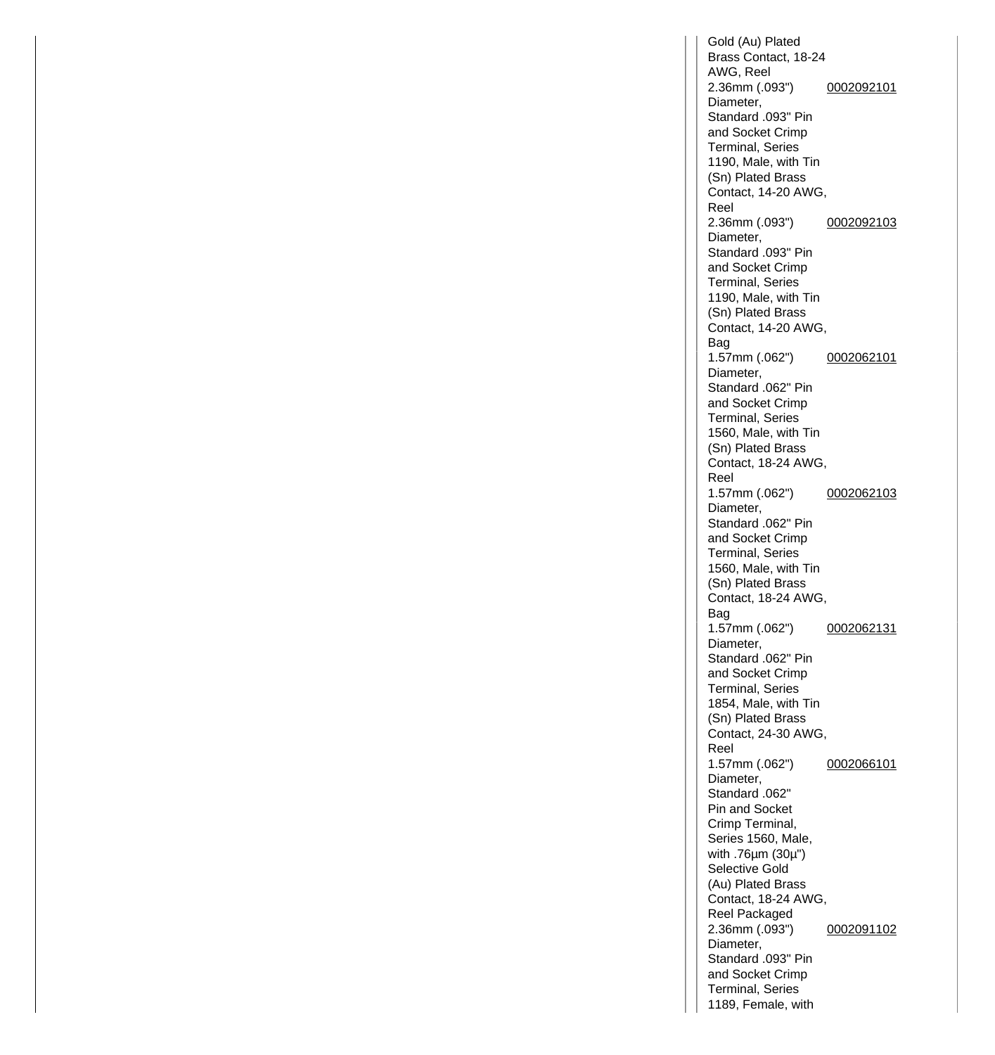| | |
|---|---|
| Gold (Au) Plated Brass Contact, 18-24 AWG, Reel | |
| 2.36mm (.093") Diameter, Standard .093" Pin and Socket Crimp Terminal, Series 1190, Male, with Tin (Sn) Plated Brass Contact, 14-20 AWG, Reel | 0002092101 |
| 2.36mm (.093") Diameter, Standard .093" Pin and Socket Crimp Terminal, Series 1190, Male, with Tin (Sn) Plated Brass Contact, 14-20 AWG, Bag | 0002092103 |
| 1.57mm (.062") Diameter, Standard .062" Pin and Socket Crimp Terminal, Series 1560, Male, with Tin (Sn) Plated Brass Contact, 18-24 AWG, Reel | 0002062101 |
| 1.57mm (.062") Diameter, Standard .062" Pin and Socket Crimp Terminal, Series 1560, Male, with Tin (Sn) Plated Brass Contact, 18-24 AWG, Bag | 0002062103 |
| 1.57mm (.062") Diameter, Standard .062" Pin and Socket Crimp Terminal, Series 1854, Male, with Tin (Sn) Plated Brass Contact, 24-30 AWG, Reel | 0002062131 |
| 1.57mm (.062") Diameter, Standard .062" Pin and Socket Crimp Terminal, Series 1560, Male, with .76µm (30µ") Selective Gold (Au) Plated Brass Contact, 18-24 AWG, Reel Packaged | 0002066101 |
| 2.36mm (.093") Diameter, Standard .093" Pin and Socket Crimp Terminal, Series 1189, Female, with | 0002091102 |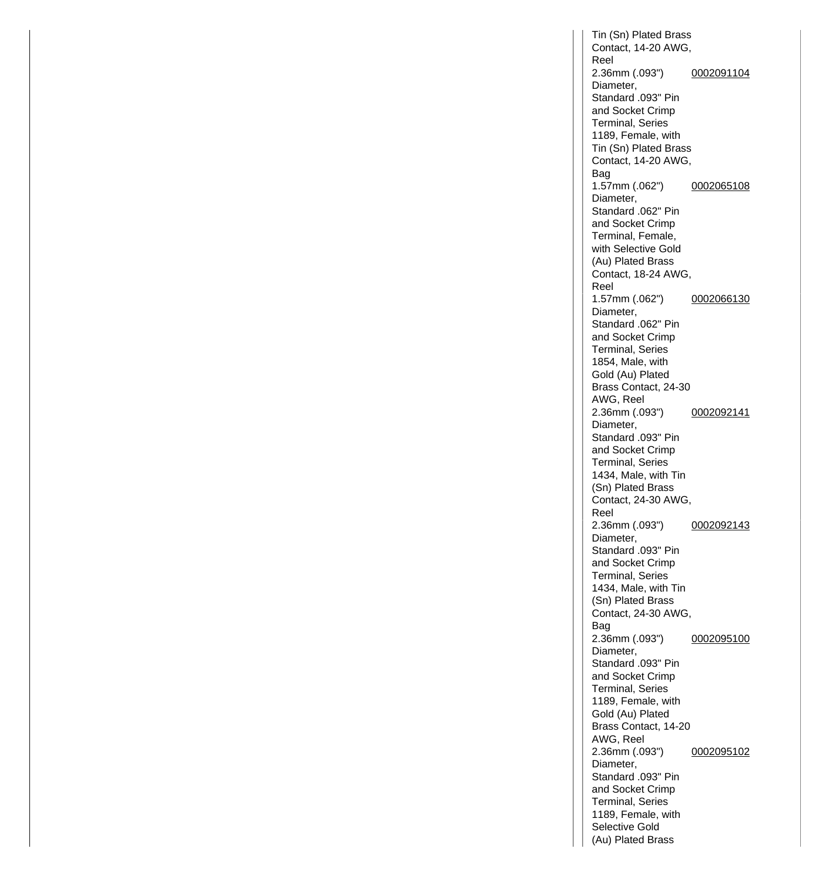| | |
|---|---|
| Tin (Sn) Plated Brass Contact, 14-20 AWG, Reel | |
| 2.36mm (.093") Diameter, Standard .093" Pin and Socket Crimp Terminal, Series 1189, Female, with Tin (Sn) Plated Brass Contact, 14-20 AWG, Bag | 0002091104 |
| 1.57mm (.062") Diameter, Standard .062" Pin and Socket Crimp Terminal, Female, with Selective Gold (Au) Plated Brass Contact, 18-24 AWG, Reel | 0002065108 |
| 1.57mm (.062") Diameter, Standard .062" Pin and Socket Crimp Terminal, Series 1854, Male, with Gold (Au) Plated Brass Contact, 24-30 AWG, Reel | 0002066130 |
| 2.36mm (.093") Diameter, Standard .093" Pin and Socket Crimp Terminal, Series 1434, Male, with Tin (Sn) Plated Brass Contact, 24-30 AWG, Reel | 0002092141 |
| 2.36mm (.093") Diameter, Standard .093" Pin and Socket Crimp Terminal, Series 1434, Male, with Tin (Sn) Plated Brass Contact, 24-30 AWG, Bag | 0002092143 |
| 2.36mm (.093") Diameter, Standard .093" Pin and Socket Crimp Terminal, Series 1189, Female, with Gold (Au) Plated Brass Contact, 14-20 AWG, Reel | 0002095100 |
| 2.36mm (.093") Diameter, Standard .093" Pin and Socket Crimp Terminal, Series 1189, Female, with Selective Gold (Au) Plated Brass | 0002095102 |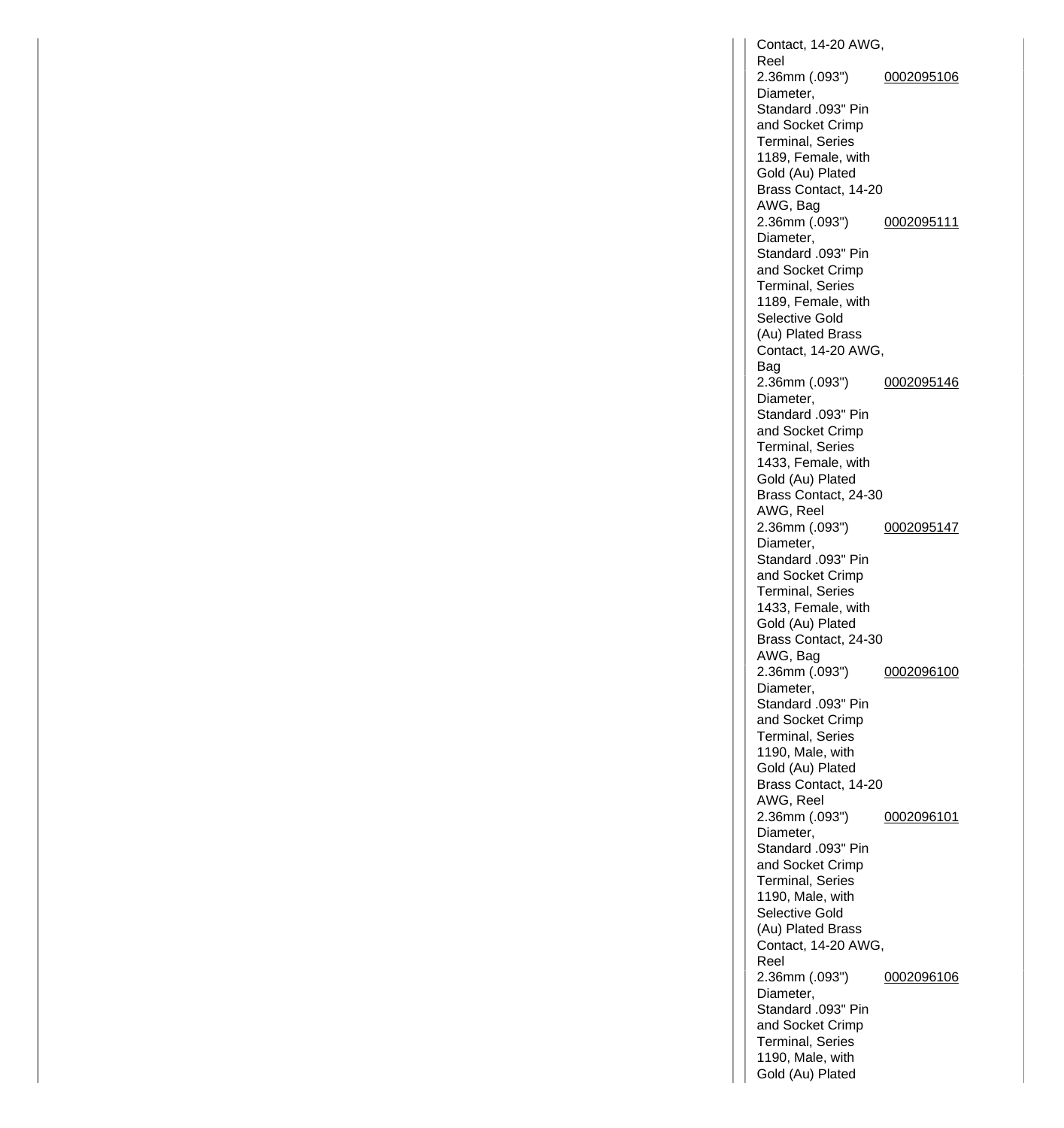| | |
|---|---|
| Contact, 14-20 AWG, Reel | |
| 2.36mm (.093") Diameter, Standard .093" Pin and Socket Crimp Terminal, Series 1189, Female, with Gold (Au) Plated Brass Contact, 14-20 AWG, Bag | 0002095106 |
| 2.36mm (.093") Diameter, Standard .093" Pin and Socket Crimp Terminal, Series 1189, Female, with Selective Gold (Au) Plated Brass Contact, 14-20 AWG, Bag | 0002095111 |
| 2.36mm (.093") Diameter, Standard .093" Pin and Socket Crimp Terminal, Series 1433, Female, with Gold (Au) Plated Brass Contact, 24-30 AWG, Reel | 0002095146 |
| 2.36mm (.093") Diameter, Standard .093" Pin and Socket Crimp Terminal, Series 1433, Female, with Gold (Au) Plated Brass Contact, 24-30 AWG, Bag | 0002095147 |
| 2.36mm (.093") Diameter, Standard .093" Pin and Socket Crimp Terminal, Series 1190, Male, with Gold (Au) Plated Brass Contact, 14-20 AWG, Reel | 0002096100 |
| 2.36mm (.093") Diameter, Standard .093" Pin and Socket Crimp Terminal, Series 1190, Male, with Selective Gold (Au) Plated Brass Contact, 14-20 AWG, Reel | 0002096101 |
| 2.36mm (.093") Diameter, Standard .093" Pin and Socket Crimp Terminal, Series 1190, Male, with Gold (Au) Plated | 0002096106 |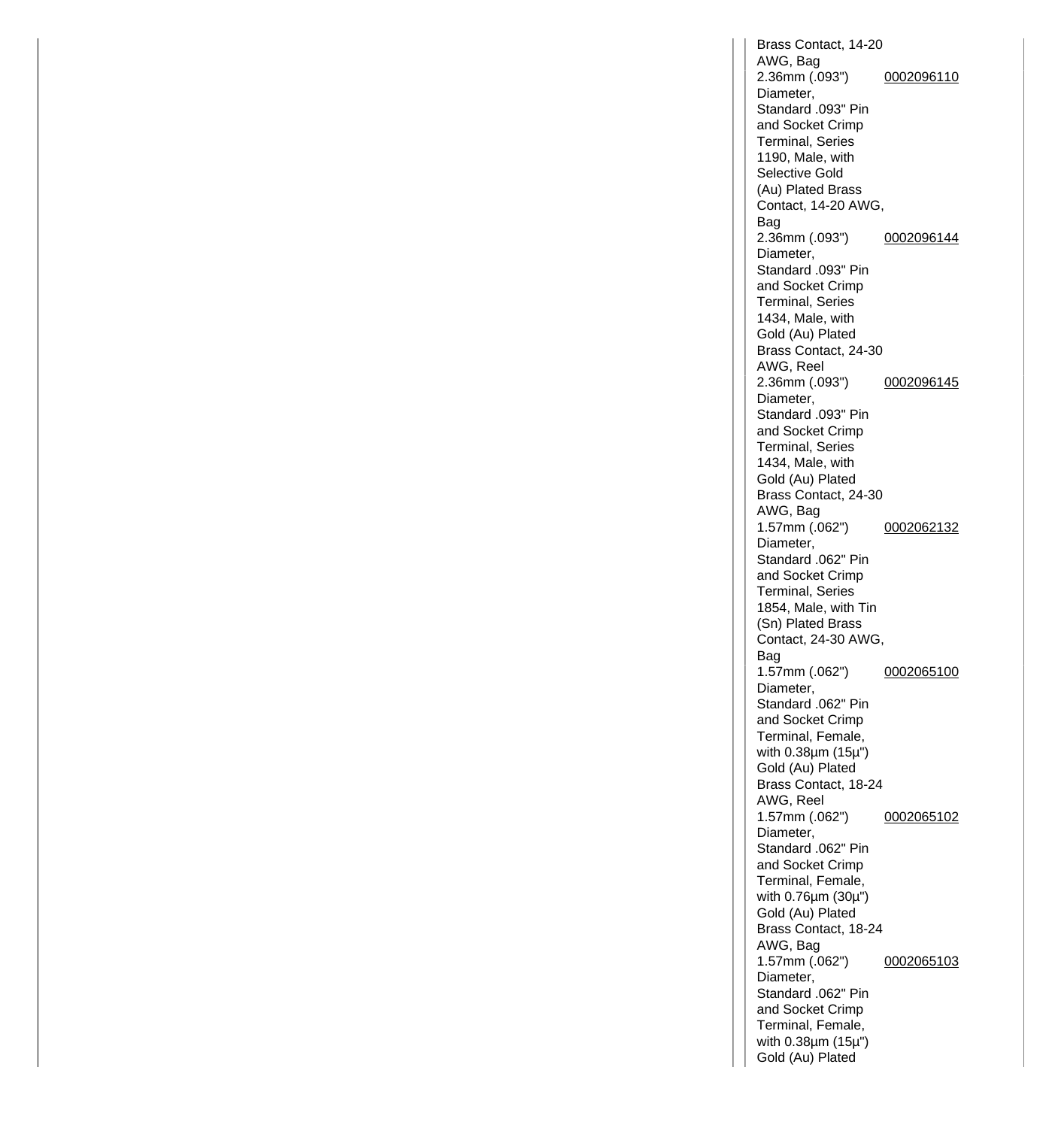| | |
|---|---|
| Brass Contact, 14-20 AWG, Bag | |
| 2.36mm (.093") Diameter, Standard .093" Pin and Socket Crimp Terminal, Series 1190, Male, with Selective Gold (Au) Plated Brass Contact, 14-20 AWG, Bag | 0002096110 |
| 2.36mm (.093") Diameter, Standard .093" Pin and Socket Crimp Terminal, Series 1434, Male, with Gold (Au) Plated Brass Contact, 24-30 AWG, Reel | 0002096144 |
| 2.36mm (.093") Diameter, Standard .093" Pin and Socket Crimp Terminal, Series 1434, Male, with Gold (Au) Plated Brass Contact, 24-30 AWG, Bag | 0002096145 |
| 1.57mm (.062") Diameter, Standard .062" Pin and Socket Crimp Terminal, Series 1854, Male, with Tin (Sn) Plated Brass Contact, 24-30 AWG, Bag | 0002062132 |
| 1.57mm (.062") Diameter, Standard .062" Pin and Socket Crimp Terminal, Female, with 0.38µm (15µ") Gold (Au) Plated Brass Contact, 18-24 AWG, Reel | 0002065100 |
| 1.57mm (.062") Diameter, Standard .062" Pin and Socket Crimp Terminal, Female, with 0.76µm (30µ") Gold (Au) Plated Brass Contact, 18-24 AWG, Bag | 0002065102 |
| 1.57mm (.062") Diameter, Standard .062" Pin and Socket Crimp Terminal, Female, with 0.38µm (15µ") Gold (Au) Plated | 0002065103 |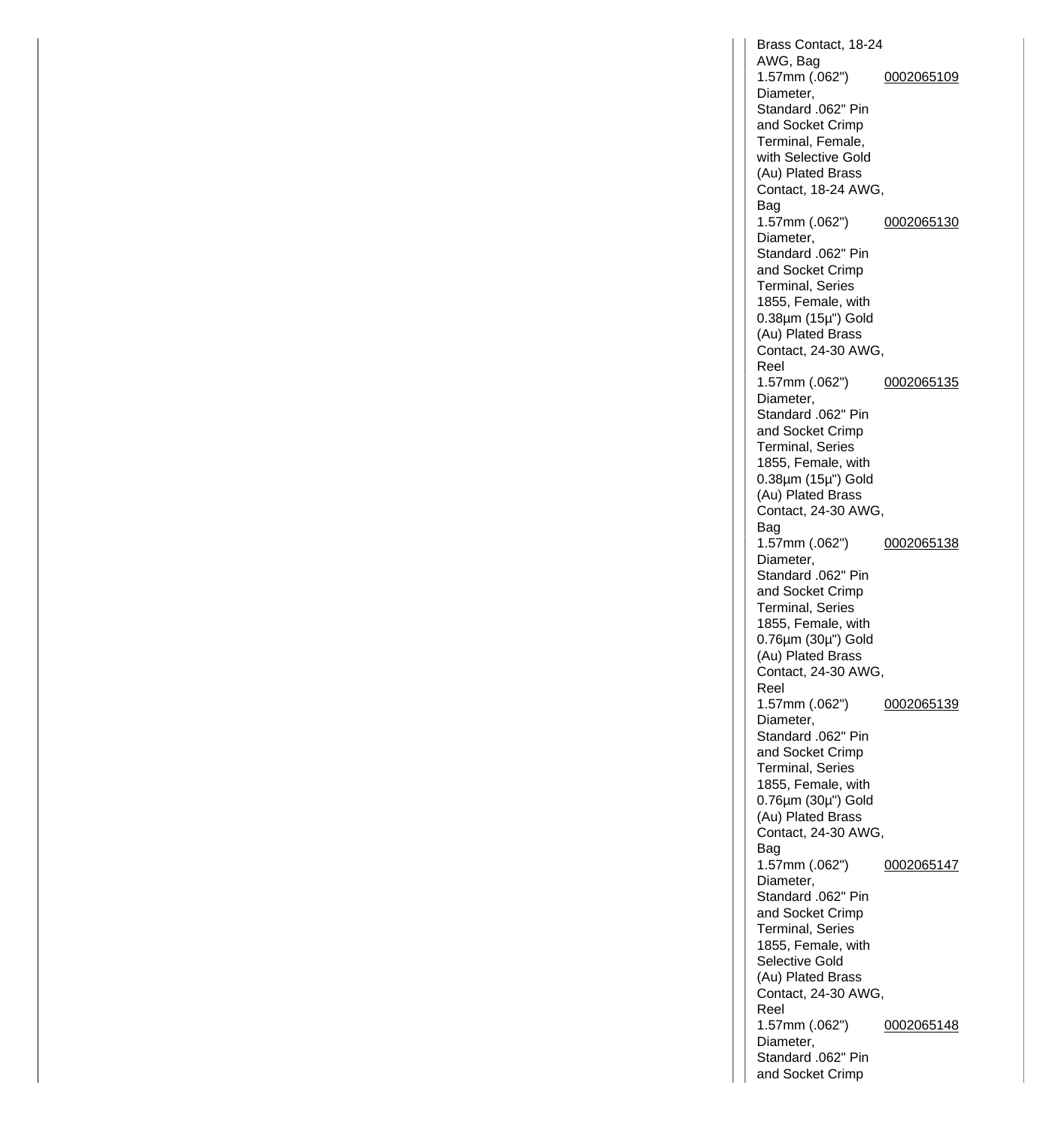| | |
|---|---|
| Brass Contact, 18-24 AWG, Bag | |
| 1.57mm (.062") Diameter, Standard .062" Pin and Socket Crimp Terminal, Female, with Selective Gold (Au) Plated Brass Contact, 18-24 AWG, Bag | 0002065109 |
| 1.57mm (.062") Diameter, Standard .062" Pin and Socket Crimp Terminal, Series 1855, Female, with 0.38µm (15µ") Gold (Au) Plated Brass Contact, 24-30 AWG, Reel | 0002065130 |
| 1.57mm (.062") Diameter, Standard .062" Pin and Socket Crimp Terminal, Series 1855, Female, with 0.38µm (15µ") Gold (Au) Plated Brass Contact, 24-30 AWG, Bag | 0002065135 |
| 1.57mm (.062") Diameter, Standard .062" Pin and Socket Crimp Terminal, Series 1855, Female, with 0.76µm (30µ") Gold (Au) Plated Brass Contact, 24-30 AWG, Reel | 0002065138 |
| 1.57mm (.062") Diameter, Standard .062" Pin and Socket Crimp Terminal, Series 1855, Female, with 0.76µm (30µ") Gold (Au) Plated Brass Contact, 24-30 AWG, Bag | 0002065139 |
| 1.57mm (.062") Diameter, Standard .062" Pin and Socket Crimp Terminal, Series 1855, Female, with Selective Gold (Au) Plated Brass Contact, 24-30 AWG, Reel | 0002065147 |
| 1.57mm (.062") Diameter, Standard .062" Pin and Socket Crimp | 0002065148 |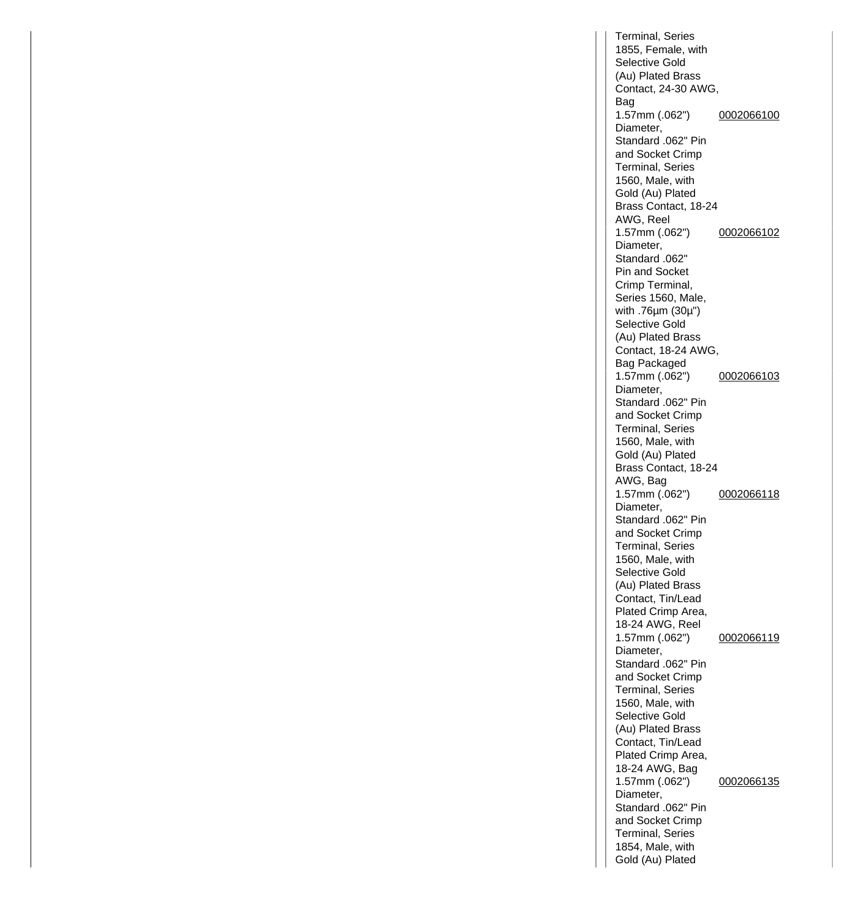| | |
|---|---|
| Terminal, Series 1855, Female, with Selective Gold (Au) Plated Brass Contact, 24-30 AWG, Bag | |
| 1.57mm (.062") Diameter, Standard .062" Pin and Socket Crimp Terminal, Series 1560, Male, with Gold (Au) Plated Brass Contact, 18-24 AWG, Reel | 0002066100 |
| 1.57mm (.062") Diameter, Standard .062" Pin and Socket Crimp Terminal, Series 1560, Male, with .76µm (30µ") Selective Gold (Au) Plated Brass Contact, 18-24 AWG, Bag Packaged | 0002066102 |
| 1.57mm (.062") Diameter, Standard .062" Pin and Socket Crimp Terminal, Series 1560, Male, with Gold (Au) Plated Brass Contact, 18-24 AWG, Bag | 0002066103 |
| 1.57mm (.062") Diameter, Standard .062" Pin and Socket Crimp Terminal, Series 1560, Male, with Selective Gold (Au) Plated Brass Contact, Tin/Lead Plated Crimp Area, 18-24 AWG, Reel | 0002066118 |
| 1.57mm (.062") Diameter, Standard .062" Pin and Socket Crimp Terminal, Series 1560, Male, with Selective Gold (Au) Plated Brass Contact, Tin/Lead Plated Crimp Area, 18-24 AWG, Bag | 0002066119 |
| 1.57mm (.062") Diameter, Standard .062" Pin and Socket Crimp Terminal, Series 1854, Male, with Gold (Au) Plated | 0002066135 |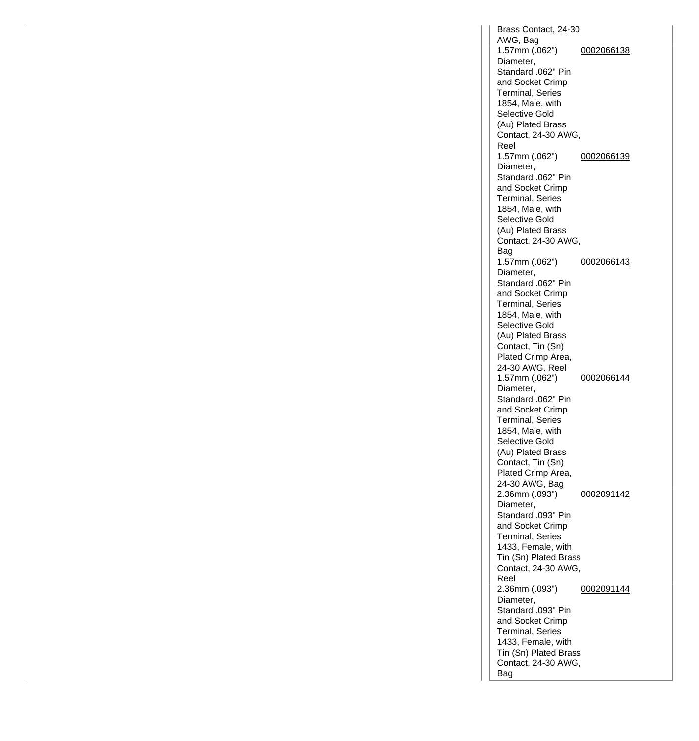| | |
|---|---|
| Brass Contact, 24-30 AWG, Bag | |
| 1.57mm (.062") Diameter, Standard .062" Pin and Socket Crimp Terminal, Series 1854, Male, with Selective Gold (Au) Plated Brass Contact, 24-30 AWG, Reel | 0002066138 |
| 1.57mm (.062") Diameter, Standard .062" Pin and Socket Crimp Terminal, Series 1854, Male, with Selective Gold (Au) Plated Brass Contact, 24-30 AWG, Bag | 0002066139 |
| 1.57mm (.062") Diameter, Standard .062" Pin and Socket Crimp Terminal, Series 1854, Male, with Selective Gold (Au) Plated Brass Contact, Tin (Sn) Plated Crimp Area, 24-30 AWG, Reel | 0002066143 |
| 1.57mm (.062") Diameter, Standard .062" Pin and Socket Crimp Terminal, Series 1854, Male, with Selective Gold (Au) Plated Brass Contact, Tin (Sn) Plated Crimp Area, 24-30 AWG, Bag | 0002066144 |
| 2.36mm (.093") Diameter, Standard .093" Pin and Socket Crimp Terminal, Series 1433, Female, with Tin (Sn) Plated Brass Contact, 24-30 AWG, Reel | 0002091142 |
| 2.36mm (.093") Diameter, Standard .093" Pin and Socket Crimp Terminal, Series 1433, Female, with Tin (Sn) Plated Brass Contact, 24-30 AWG, Bag | 0002091144 |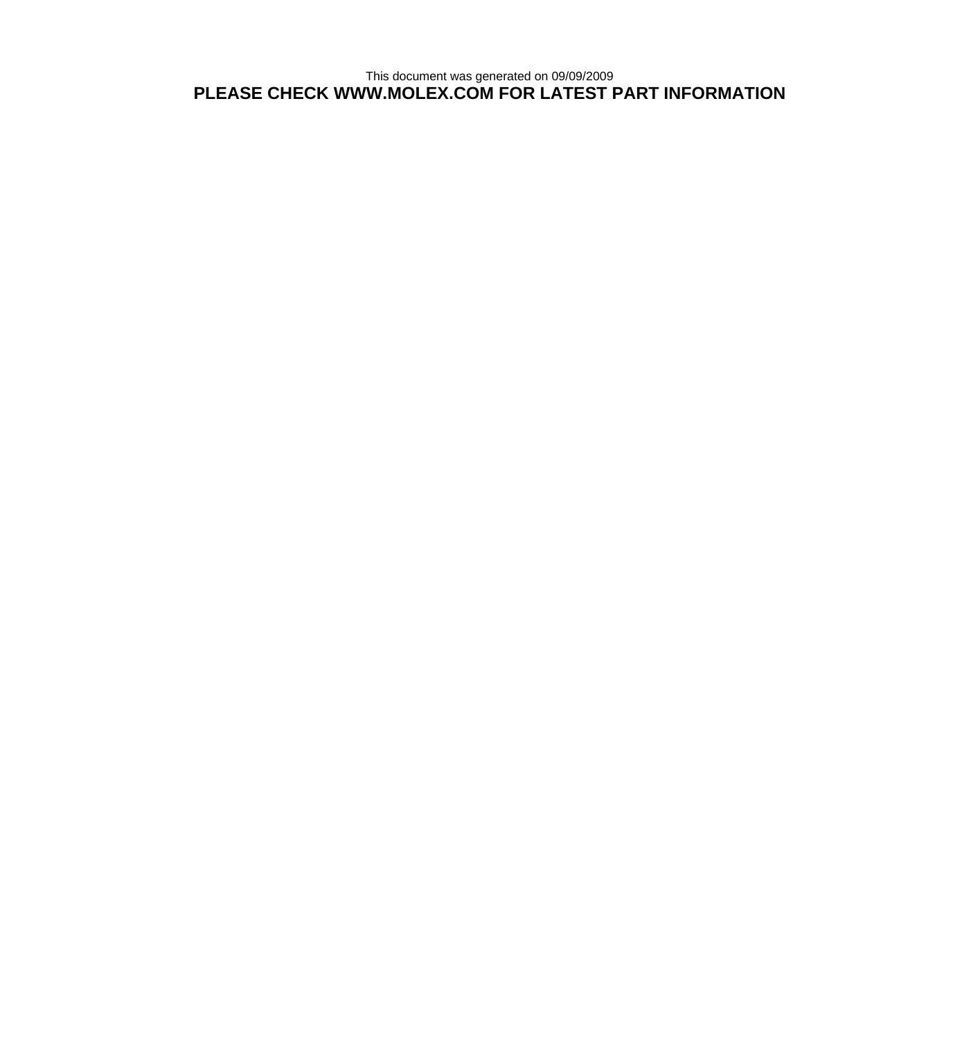This document was generated on 09/09/2009

**PLEASE CHECK WWW.MOLEX.COM FOR LATEST PART INFORMATION**